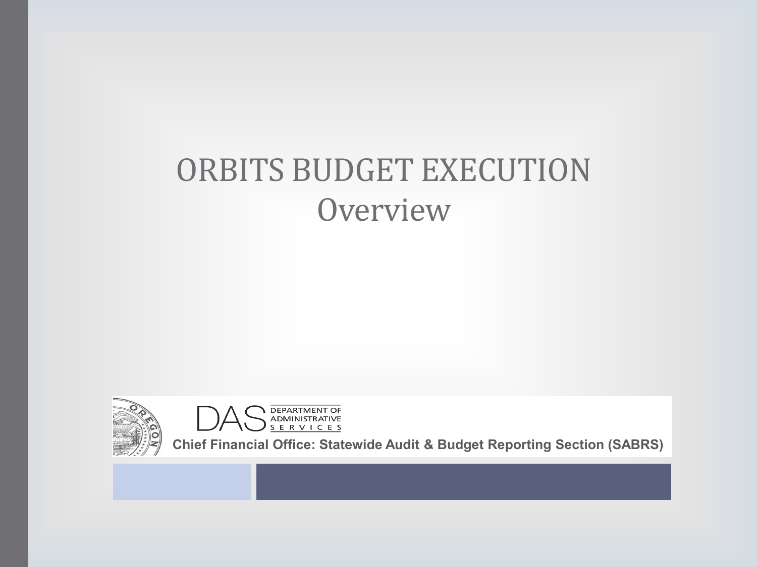# ORBITS BUDGET EXECUTION
## Overview

DAS DEPARTMENT OF ADMINISTRATIVE SERVICES

**Chief Financial Office: Statewide Audit & Budget Reporting Section (SABRS)**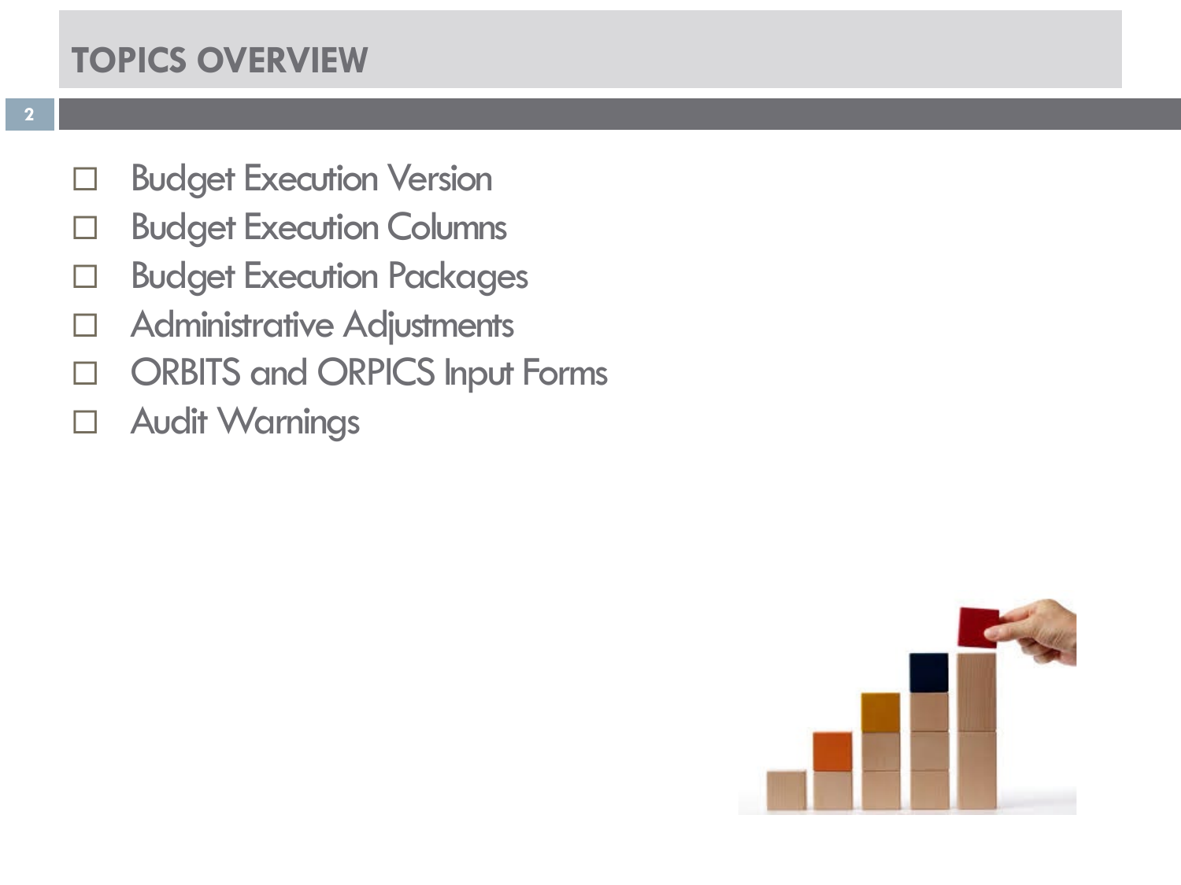# TOPICS OVERVIEW

- Budget Execution Version
- Budget Execution Columns
- Budget Execution Packages
- Administrative Adjustments
- ORBITS and ORPICS Input Forms
- Audit Warnings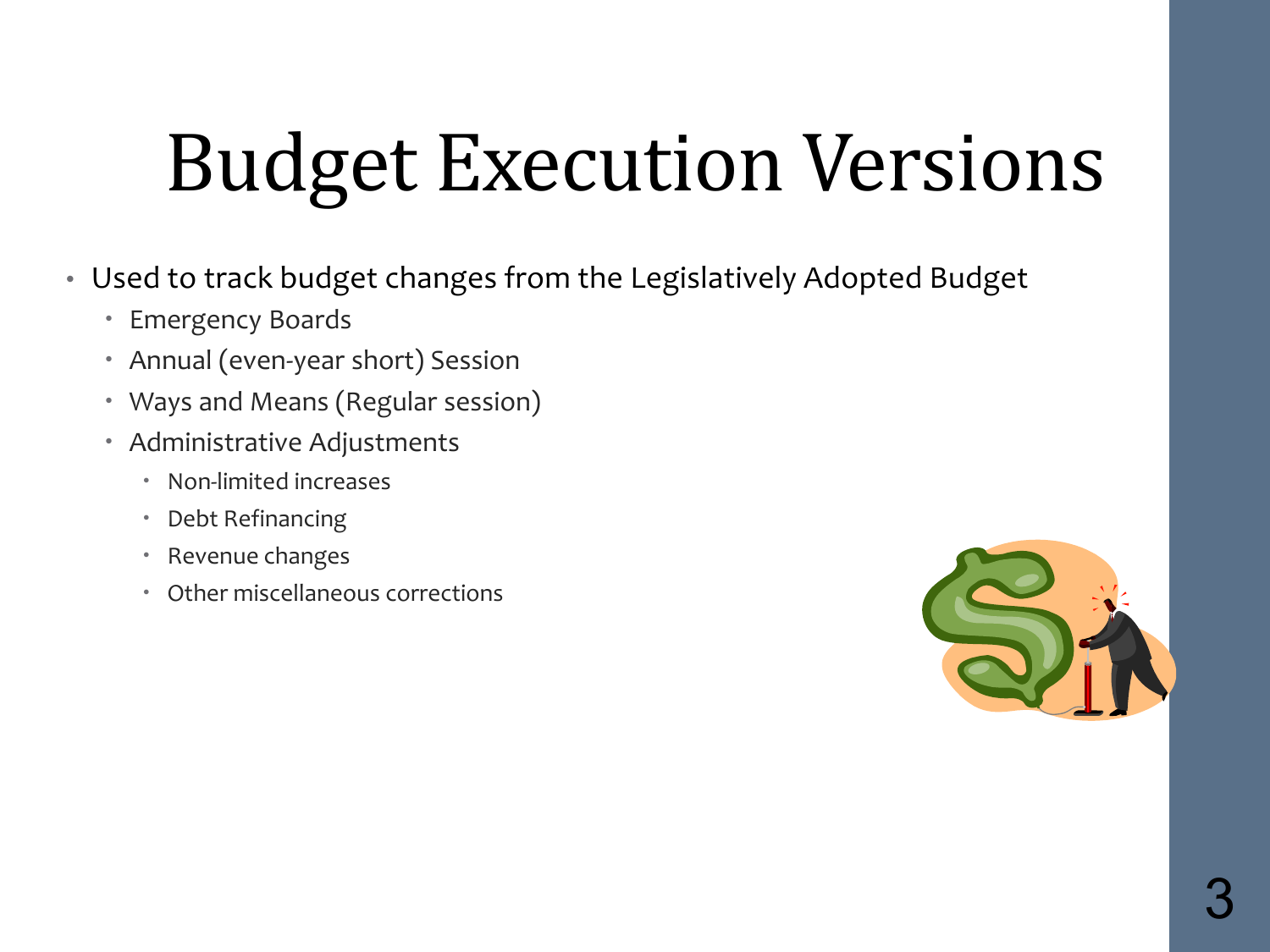# Budget Execution Versions

- Used to track budget changes from the Legislatively Adopted Budget
  - Emergency Boards
  - Annual (even-year short) Session
  - Ways and Means (Regular session)
  - Administrative Adjustments
    - Non-limited increases
    - Debt Refinancing
    - Revenue changes
    - Other miscellaneous corrections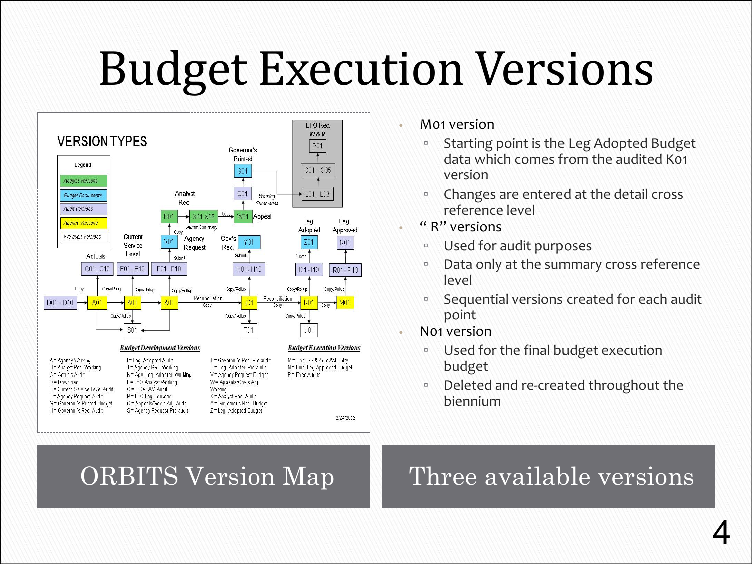# Budget Execution Versions

## VERSION TYPES

**Legend**

- *Analyst Versions*
- *Budget Documents*
- *Audit Versions*
- *Agency Versions*
- *Pre-audit Versions*

*Budget Development Versions*

*Budget Execution Versions*

A = Agency Working
B = Analyst Rec. Working
C = Actuals Audit
D = Download
E = Current Service Level Audit
F = Agency Request Audit
G = Governor's Printed Budget
H = Governor's Rec. Audit
I = Leg. Adopted Audit
J = Agency GRB Working
K = Agy. Leg. Adopted Working
L = LFO Analyst Working
O = LFO/BAM Audit
P = LFO Leg Adopted
Q = Appeals/Gov's Adj. Audit
S = Agency Request Pre-audit
T = Governor's Rec. Pre-audit
U = Leg. Adopted Pre-audit
V = Agency Request Budget
W = Appeals/Gov's Adj Working
X = Analyst Rec. Audit
Y = Governor's Rec. Budget
Z = Leg. Adopted Budget
M = Ebd, SS & Adm Act Entry
N = Final Leg Approved Budget
R = Exec Audits

2/24/2012

- M01 version
  - Starting point is the Leg Adopted Budget data which comes from the audited K01 version
  - Changes are entered at the detail cross reference level
- " R" versions
  - Used for audit purposes
  - Data only at the summary cross reference level
  - Sequential versions created for each audit point
- N01 version
  - Used for the final budget execution budget
  - Deleted and re-created throughout the biennium

ORBITS Version Map

Three available versions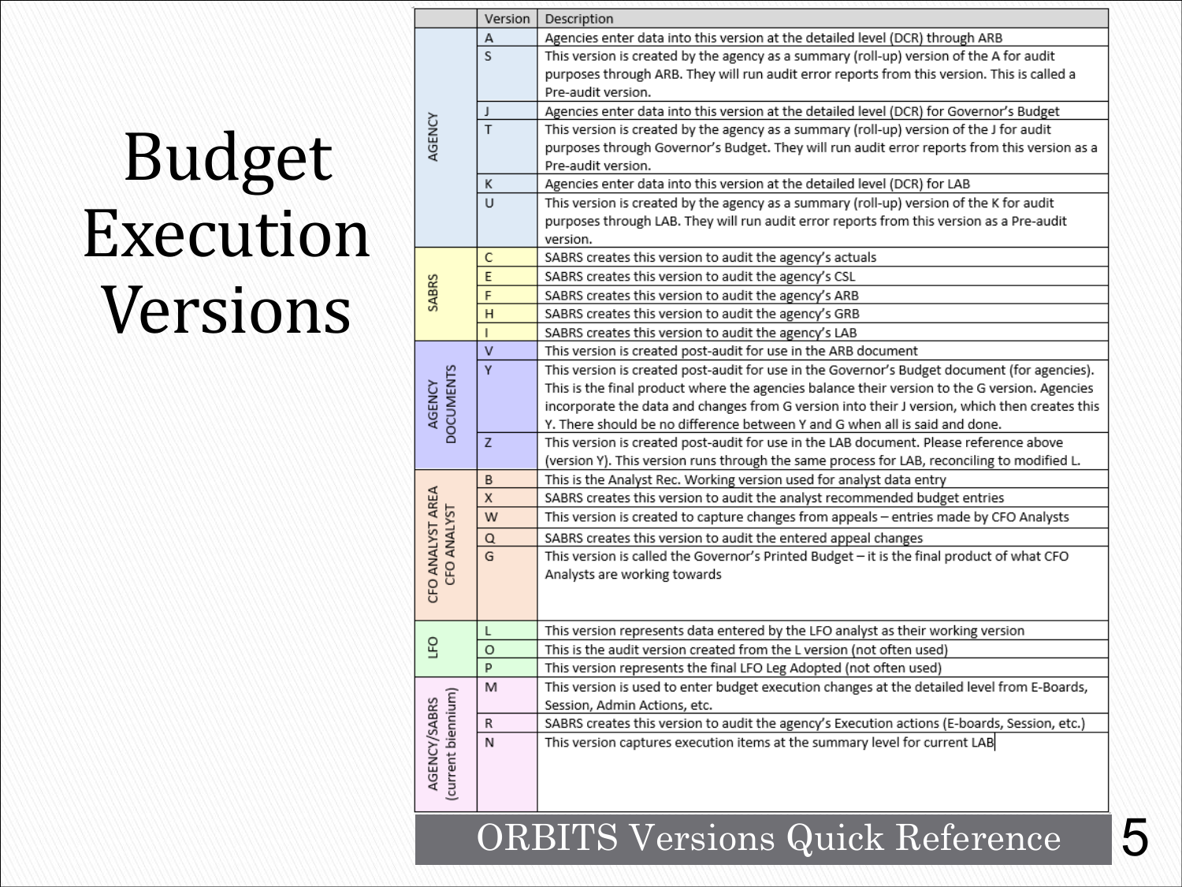# Budget Execution Versions

| | Version | Description |
|---|---|---|
| AGENCY | A | Agencies enter data into this version at the detailed level (DCR) through ARB |
| | S | This version is created by the agency as a summary (roll-up) version of the A for audit purposes through ARB. They will run audit error reports from this version. This is called a Pre-audit version. |
| | J | Agencies enter data into this version at the detailed level (DCR) for Governor's Budget |
| | T | This version is created by the agency as a summary (roll-up) version of the J for audit purposes through Governor's Budget. They will run audit error reports from this version as a Pre-audit version. |
| | K | Agencies enter data into this version at the detailed level (DCR) for LAB |
| | U | This version is created by the agency as a summary (roll-up) version of the K for audit purposes through LAB. They will run audit error reports from this version as a Pre-audit version. |
| SABRS | C | SABRS creates this version to audit the agency's actuals |
| | E | SABRS creates this version to audit the agency's CSL |
| | F | SABRS creates this version to audit the agency's ARB |
| | H | SABRS creates this version to audit the agency's GRB |
| | I | SABRS creates this version to audit the agency's LAB |
| AGENCY DOCUMENTS | V | This version is created post-audit for use in the ARB document |
| | Y | This version is created post-audit for use in the Governor's Budget document (for agencies). This is the final product where the agencies balance their version to the G version. Agencies incorporate the data and changes from G version into their J version, which then creates this Y. There should be no difference between Y and G when all is said and done. |
| | Z | This version is created post-audit for use in the LAB document. Please reference above (version Y). This version runs through the same process for LAB, reconciling to modified L. |
| CFO ANALYST AREA CFO ANALYST | B | This is the Analyst Rec. Working version used for analyst data entry |
| | X | SABRS creates this version to audit the analyst recommended budget entries |
| | W | This version is created to capture changes from appeals – entries made by CFO Analysts |
| | Q | SABRS creates this version to audit the entered appeal changes |
| | G | This version is called the Governor's Printed Budget – it is the final product of what CFO Analysts are working towards |
| LFO | L | This version represents data entered by the LFO analyst as their working version |
| | O | This is the audit version created from the L version (not often used) |
| | P | This version represents the final LFO Leg Adopted (not often used) |
| AGENCY/SABRS (current biennium) | M | This version is used to enter budget execution changes at the detailed level from E-Boards, Session, Admin Actions, etc. |
| | R | SABRS creates this version to audit the agency's Execution actions (E-boards, Session, etc.) |
| | N | This version captures execution items at the summary level for current LAB |

ORBITS Versions Quick Reference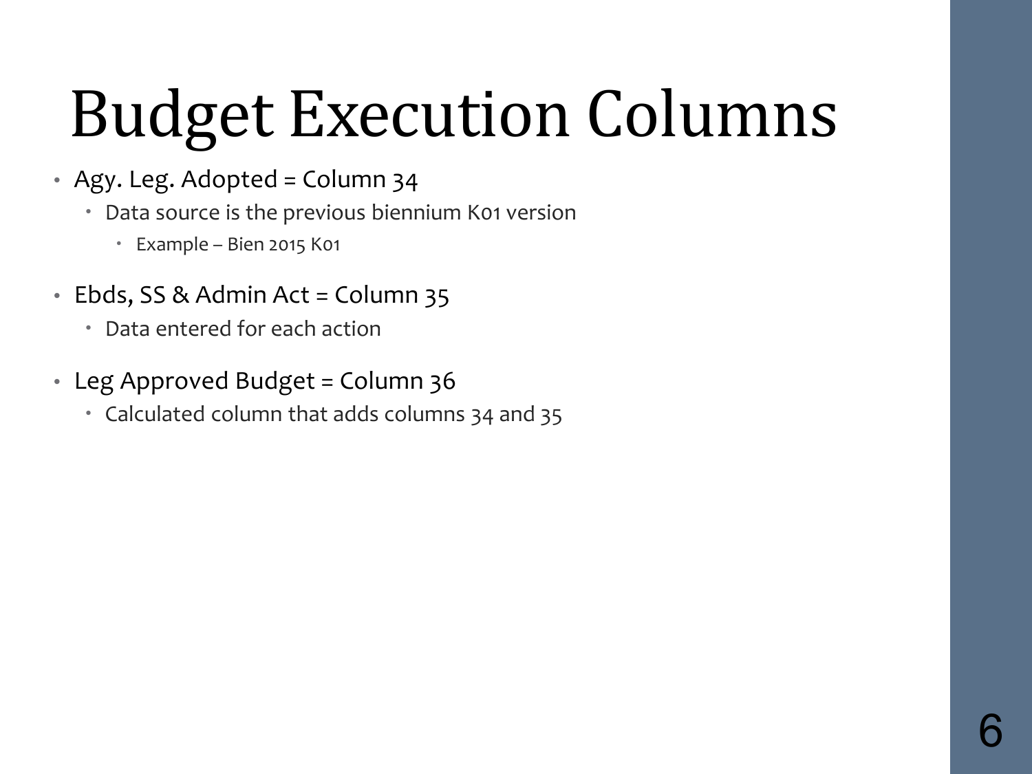# Budget Execution Columns

- Agy. Leg. Adopted = Column 34
  - Data source is the previous biennium K01 version
    - Example – Bien 2015 K01
- Ebds, SS & Admin Act = Column 35
  - Data entered for each action
- Leg Approved Budget = Column 36
  - Calculated column that adds columns 34 and 35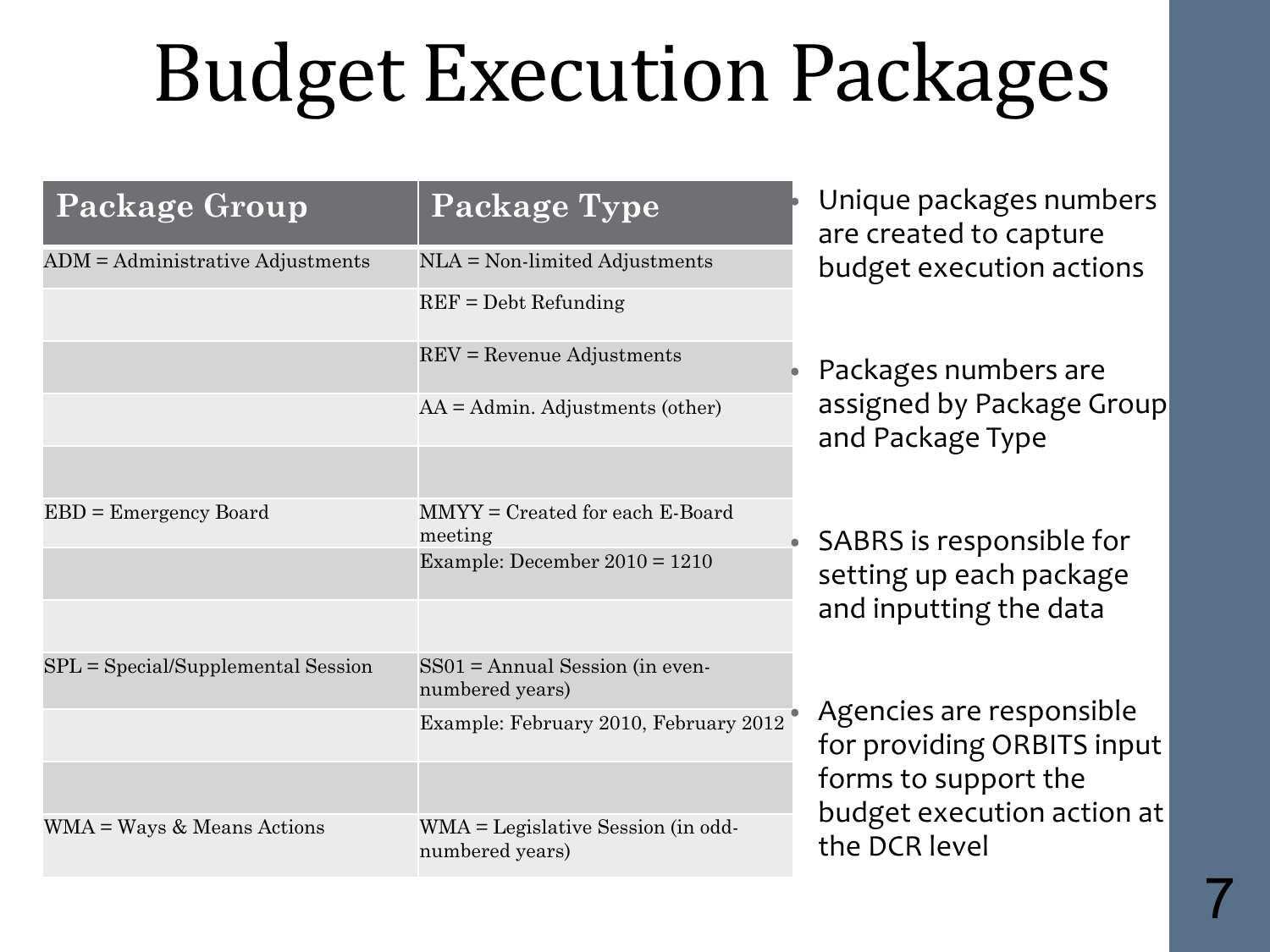# Budget Execution Packages

| Package Group | Package Type |
| --- | --- |
| ADM = Administrative Adjustments | NLA = Non-limited Adjustments |
| | REF = Debt Refunding |
| | REV = Revenue Adjustments |
| | AA = Admin. Adjustments (other) |
| | |
| EBD = Emergency Board | MMYY = Created for each E-Board meeting |
| | Example: December 2010 = 1210 |
| | |
| SPL = Special/Supplemental Session | SS01 = Annual Session (in even-numbered years) |
| | Example: February 2010, February 2012 |
| | |
| WMA = Ways & Means Actions | WMA = Legislative Session (in odd-numbered years) |

- Unique packages numbers are created to capture budget execution actions
- Packages numbers are assigned by Package Group and Package Type
- SABRS is responsible for setting up each package and inputting the data
- Agencies are responsible for providing ORBITS input forms to support the budget execution action at the DCR level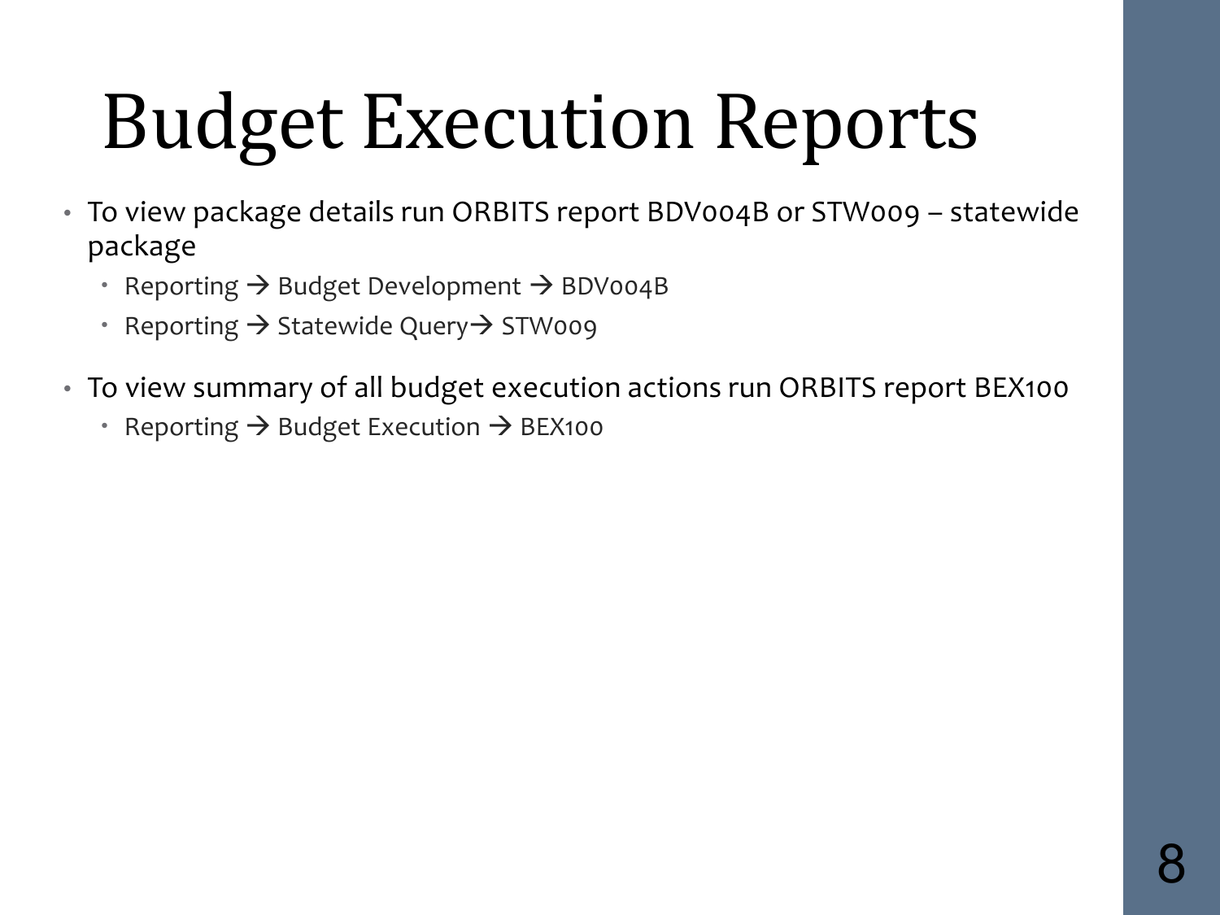# Budget Execution Reports

- To view package details run ORBITS report BDV004B or STW009 – statewide package
  - Reporting → Budget Development → BDV004B
  - Reporting → Statewide Query→ STW009
- To view summary of all budget execution actions run ORBITS report BEX100
  - Reporting → Budget Execution → BEX100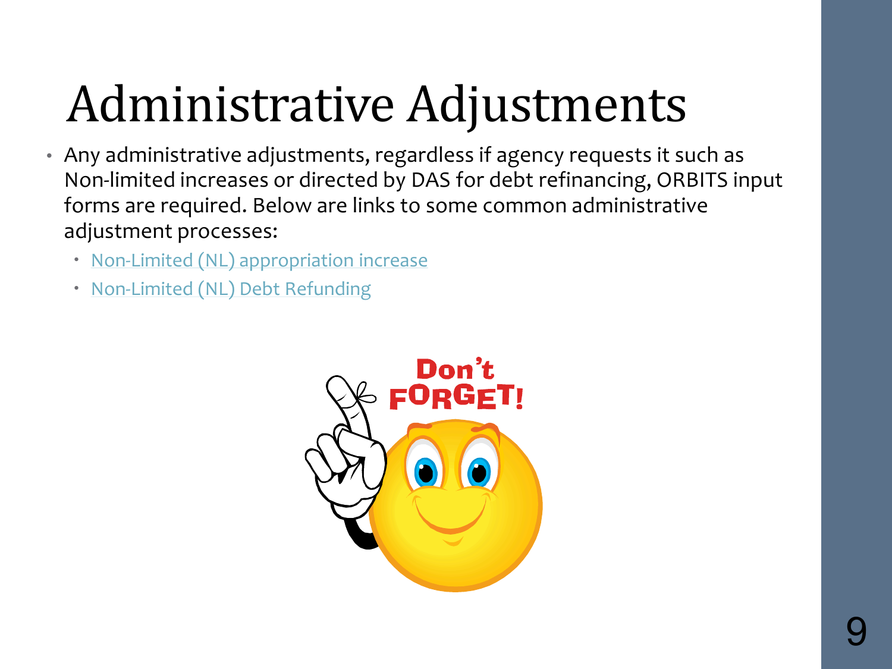# Administrative Adjustments

- Any administrative adjustments, regardless if agency requests it such as Non-limited increases or directed by DAS for debt refinancing, ORBITS input forms are required. Below are links to some common administrative adjustment processes:
  - Non-Limited (NL) appropriation increase
  - Non-Limited (NL) Debt Refunding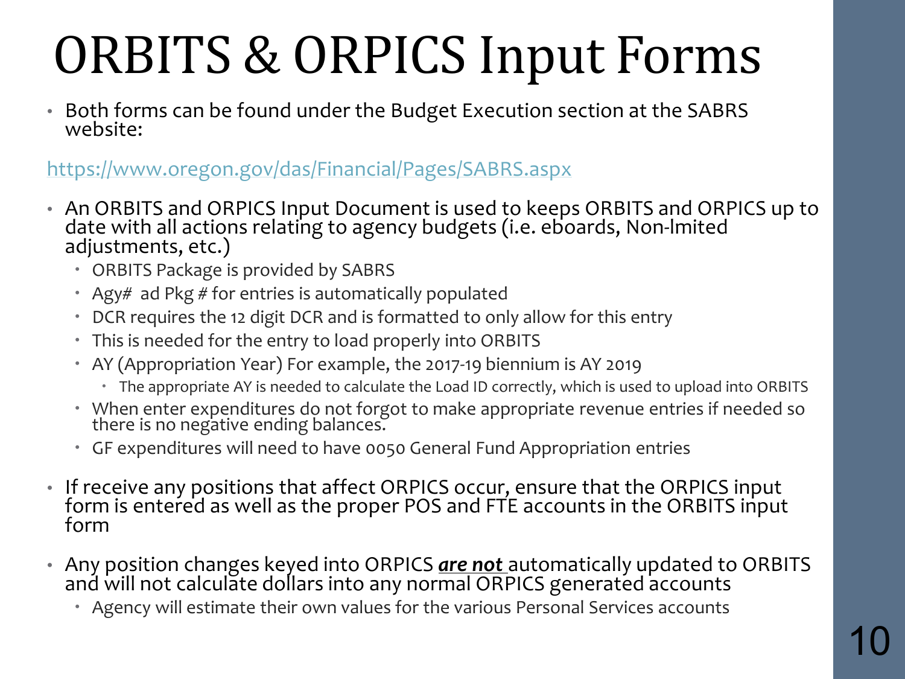# ORBITS & ORPICS Input Forms

- Both forms can be found under the Budget Execution section at the SABRS website:

https://www.oregon.gov/das/Financial/Pages/SABRS.aspx

- An ORBITS and ORPICS Input Document is used to keeps ORBITS and ORPICS up to date with all actions relating to agency budgets (i.e. eboards, Non-lmited adjustments, etc.)
  - ORBITS Package is provided by SABRS
  - Agy# ad Pkg # for entries is automatically populated
  - DCR requires the 12 digit DCR and is formatted to only allow for this entry
  - This is needed for the entry to load properly into ORBITS
  - AY (Appropriation Year) For example, the 2017-19 biennium is AY 2019
    - The appropriate AY is needed to calculate the Load ID correctly, which is used to upload into ORBITS
  - When enter expenditures do not forgot to make appropriate revenue entries if needed so there is no negative ending balances.
  - GF expenditures will need to have 0050 General Fund Appropriation entries

- If receive any positions that affect ORPICS occur, ensure that the ORPICS input form is entered as well as the proper POS and FTE accounts in the ORBITS input form

- Any position changes keyed into ORPICS ***are not*** automatically updated to ORBITS and will not calculate dollars into any normal ORPICS generated accounts
  - Agency will estimate their own values for the various Personal Services accounts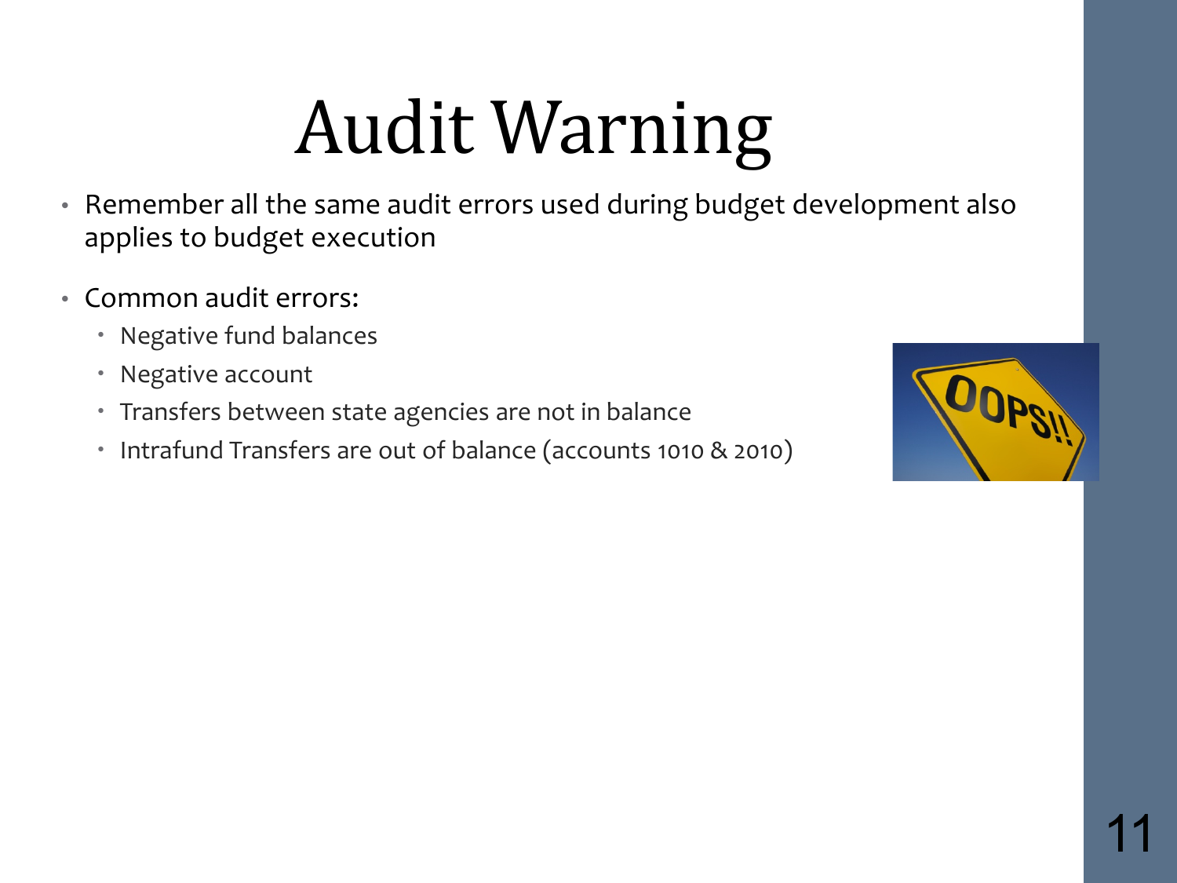# Audit Warning

- Remember all the same audit errors used during budget development also applies to budget execution
- Common audit errors:
  - Negative fund balances
  - Negative account
  - Transfers between state agencies are not in balance
  - Intrafund Transfers are out of balance (accounts 1010 & 2010)